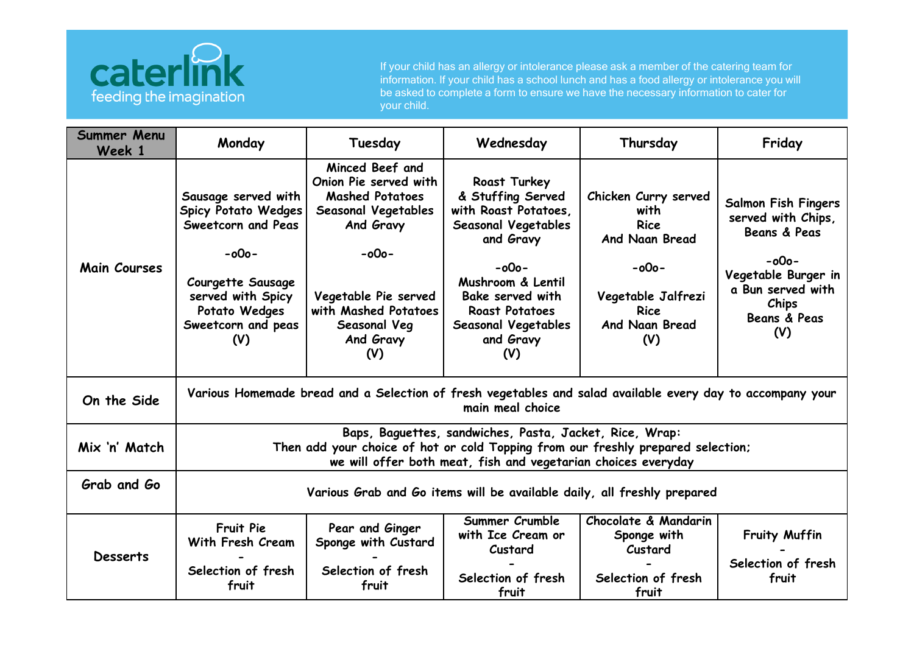caterlink
feeding the imagination

If your child has an allergy or intolerance please ask a member of the catering team for information. If your child has a school lunch and has a food allergy or intolerance you will be asked to complete a form to ensure we have the necessary information to cater for your child.

| Summer Menu Week 1 | Monday | Tuesday | Wednesday | Thursday | Friday |
|---|---|---|---|---|---|
| Main Courses | Sausage served with Spicy Potato Wedges Sweetcorn and Peas<br>-oOo-<br>Courgette Sausage served with Spicy Potato Wedges Sweetcorn and peas (V) | Minced Beef and Onion Pie served with Mashed Potatoes Seasonal Vegetables And Gravy<br>-oOo-<br>Vegetable Pie served with Mashed Potatoes Seasonal Veg And Gravy (V) | Roast Turkey & Stuffing Served with Roast Potatoes, Seasonal Vegetables and Gravy<br>-oOo-<br>Mushroom & Lentil Bake served with Roast Potatoes Seasonal Vegetables and Gravy (V) | Chicken Curry served with Rice And Naan Bread<br>-oOo-<br>Vegetable Jalfrezi Rice And Naan Bread (V) | Salmon Fish Fingers served with Chips, Beans & Peas<br>-oOo-<br>Vegetable Burger in a Bun served with Chips Beans & Peas (V) |
| On the Side | Various Homemade bread and a Selection of fresh vegetables and salad available every day to accompany your main meal choice | | | | |
| Mix 'n' Match | Baps, Baguettes, sandwiches, Pasta, Jacket, Rice, Wrap:<br>Then add your choice of hot or cold Topping from our freshly prepared selection;<br>we will offer both meat, fish and vegetarian choices everyday | | | | |
| Grab and Go | Various Grab and Go items will be available daily, all freshly prepared | | | | |
| Desserts | Fruit Pie With Fresh Cream<br>-<br>Selection of fresh fruit | Pear and Ginger Sponge with Custard<br>-<br>Selection of fresh fruit | Summer Crumble with Ice Cream or Custard<br>-<br>Selection of fresh fruit | Chocolate & Mandarin Sponge with Custard<br>-<br>Selection of fresh fruit | Fruity Muffin<br>-<br>Selection of fresh fruit |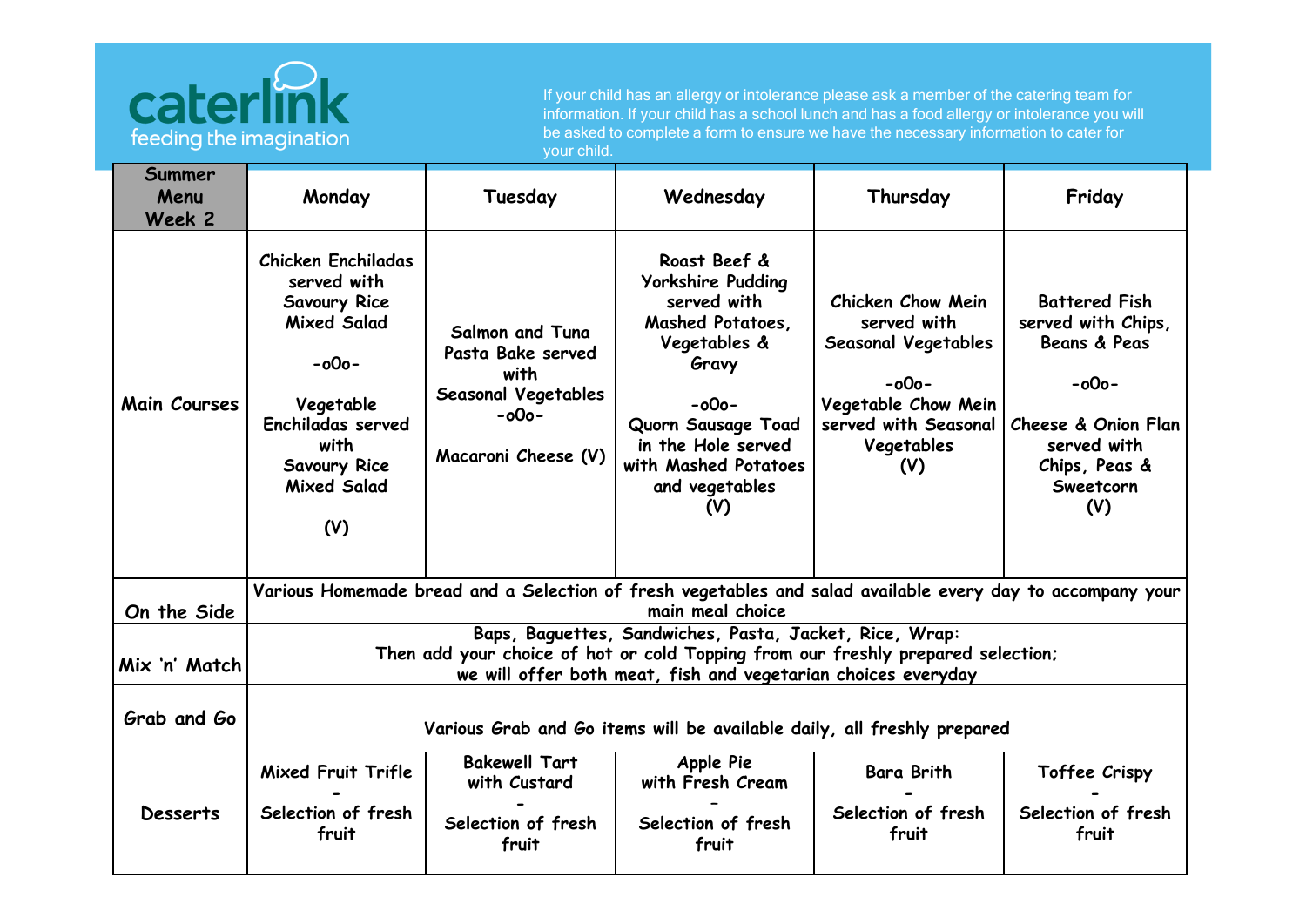caterlink
feeding the imagination

If your child has an allergy or intolerance please ask a member of the catering team for information. If your child has a school lunch and has a food allergy or intolerance you will be asked to complete a form to ensure we have the necessary information to cater for your child.

| Summer Menu Week 2 | Monday | Tuesday | Wednesday | Thursday | Friday |
|---|---|---|---|---|---|
| Main Courses | Chicken Enchiladas served with Savoury Rice Mixed Salad<br>-oOo-<br>Vegetable Enchiladas served with Savoury Rice Mixed Salad<br>(V) | Salmon and Tuna Pasta Bake served with Seasonal Vegetables<br>-oOo-<br>Macaroni Cheese (V) | Roast Beef & Yorkshire Pudding served with Mashed Potatoes, Vegetables & Gravy<br>-oOo-<br>Quorn Sausage Toad in the Hole served with Mashed Potatoes and vegetables<br>(V) | Chicken Chow Mein served with Seasonal Vegetables<br>-oOo-<br>Vegetable Chow Mein served with Seasonal Vegetables<br>(V) | Battered Fish served with Chips, Beans & Peas<br>-oOo-<br>Cheese & Onion Flan served with Chips, Peas & Sweetcorn<br>(V) |
| On the Side | Various Homemade bread and a Selection of fresh vegetables and salad available every day to accompany your main meal choice | | | | |
| Mix 'n' Match | Baps, Baguettes, Sandwiches, Pasta, Jacket, Rice, Wrap:<br>Then add your choice of hot or cold Topping from our freshly prepared selection;<br>we will offer both meat, fish and vegetarian choices everyday | | | | |
| Grab and Go | Various Grab and Go items will be available daily, all freshly prepared | | | | |
| Desserts | Mixed Fruit Trifle<br>-<br>Selection of fresh fruit | Bakewell Tart with Custard<br>-<br>Selection of fresh fruit | Apple Pie with Fresh Cream<br>-<br>Selection of fresh fruit | Bara Brith<br>-<br>Selection of fresh fruit | Toffee Crispy<br>-<br>Selection of fresh fruit |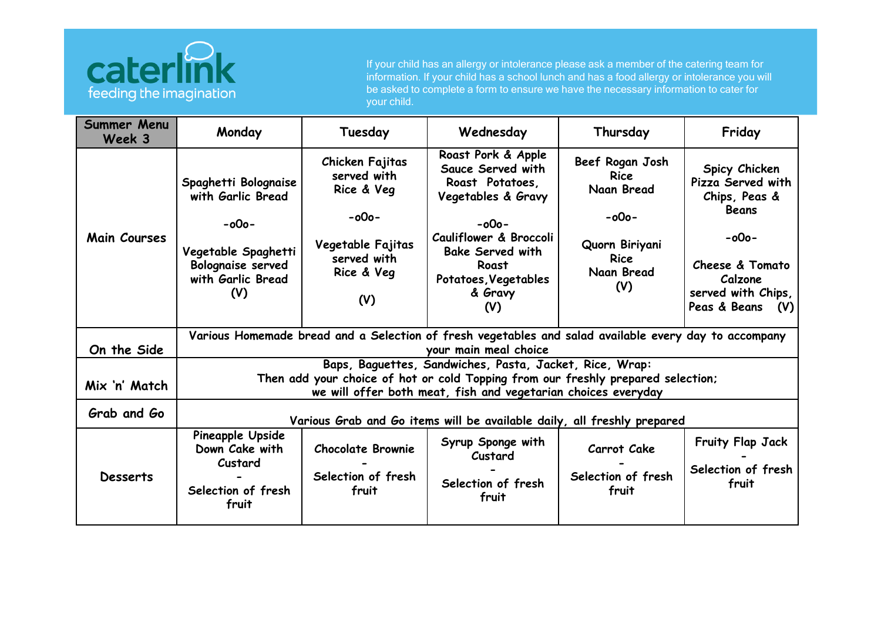caterlink
feeding the imagination

If your child has an allergy or intolerance please ask a member of the catering team for information. If your child has a school lunch and has a food allergy or intolerance you will be asked to complete a form to ensure we have the necessary information to cater for your child.

| Summer Menu Week 3 | Monday | Tuesday | Wednesday | Thursday | Friday |
|---|---|---|---|---|---|
| Main Courses | Spaghetti Bolognaise with Garlic Bread<br>-oOo-<br>Vegetable Spaghetti Bolognaise served with Garlic Bread (V) | Chicken Fajitas served with Rice & Veg<br>-oOo-<br>Vegetable Fajitas served with Rice & Veg<br>(V) | Roast Pork & Apple Sauce Served with Roast Potatoes, Vegetables & Gravy<br>-oOo-<br>Cauliflower & Broccoli Bake Served with Roast Potatoes, Vegetables & Gravy<br>(V) | Beef Rogan Josh<br>Rice<br>Naan Bread<br>-oOo-<br>Quorn Biriyani<br>Rice<br>Naan Bread<br>(V) | Spicy Chicken Pizza Served with Chips, Peas & Beans<br>-oOo-<br>Cheese & Tomato Calzone served with Chips, Peas & Beans (V) |
| On the Side | Various Homemade bread and a Selection of fresh vegetables and salad available every day to accompany your main meal choice | | | | |
| Mix 'n' Match | Baps, Baguettes, Sandwiches, Pasta, Jacket, Rice, Wrap:<br>Then add your choice of hot or cold Topping from our freshly prepared selection;<br>we will offer both meat, fish and vegetarian choices everyday | | | | |
| Grab and Go | Various Grab and Go items will be available daily, all freshly prepared | | | | |
| Desserts | Pineapple Upside Down Cake with Custard<br>-<br>Selection of fresh fruit | Chocolate Brownie<br>-<br>Selection of fresh fruit | Syrup Sponge with Custard<br>-<br>Selection of fresh fruit | Carrot Cake<br>-<br>Selection of fresh fruit | Fruity Flap Jack<br>-<br>Selection of fresh fruit |